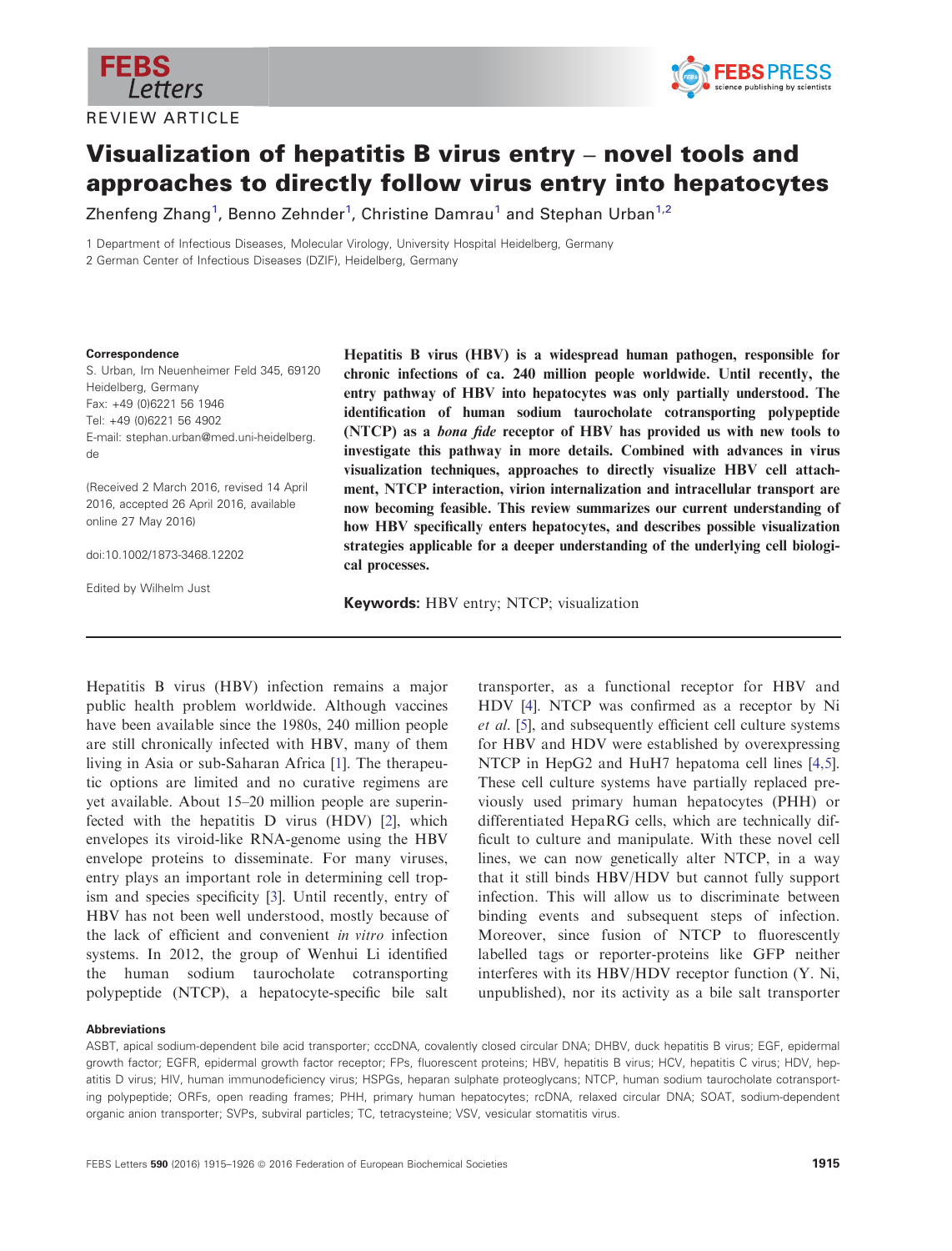REVIEW ARTICLE

# Visualization of hepatitis B virus entry – novel tools and approaches to directly follow virus entry into hepatocytes

Zhenfeng Zhang[1], Benno Zehnder[1], Christine Damrau[1] and Stephan Urban[1,2]

1 Department of Infectious Diseases, Molecular Virology, University Hospital Heidelberg, Germany
2 German Center of Infectious Diseases (DZIF), Heidelberg, Germany

**Correspondence**
S. Urban, Im Neuenheimer Feld 345, 69120 Heidelberg, Germany
Fax: +49 (0)6221 56 1946
Tel: +49 (0)6221 56 4902
E-mail: stephan.urban@med.uni-heidelberg.de

(Received 2 March 2016, revised 14 April 2016, accepted 26 April 2016, available online 27 May 2016)

doi:10.1002/1873-3468.12202

Edited by Wilhelm Just

**Hepatitis B virus (HBV) is a widespread human pathogen, responsible for chronic infections of ca. 240 million people worldwide. Until recently, the entry pathway of HBV into hepatocytes was only partially understood. The identification of human sodium taurocholate cotransporting polypeptide (NTCP) as a *bona fide* receptor of HBV has provided us with new tools to investigate this pathway in more details. Combined with advances in virus visualization techniques, approaches to directly visualize HBV cell attachment, NTCP interaction, virion internalization and intracellular transport are now becoming feasible. This review summarizes our current understanding of how HBV specifically enters hepatocytes, and describes possible visualization strategies applicable for a deeper understanding of the underlying cell biological processes.**

**Keywords:** HBV entry; NTCP; visualization

Hepatitis B virus (HBV) infection remains a major public health problem worldwide. Although vaccines have been available since the 1980s, 240 million people are still chronically infected with HBV, many of them living in Asia or sub-Saharan Africa [1]. The therapeutic options are limited and no curative regimens are yet available. About 15–20 million people are superinfected with the hepatitis D virus (HDV) [2], which envelopes its viroid-like RNA-genome using the HBV envelope proteins to disseminate. For many viruses, entry plays an important role in determining cell tropism and species specificity [3]. Until recently, entry of HBV has not been well understood, mostly because of the lack of efficient and convenient *in vitro* infection systems. In 2012, the group of Wenhui Li identified the human sodium taurocholate cotransporting polypeptide (NTCP), a hepatocyte-specific bile salt transporter, as a functional receptor for HBV and HDV [4]. NTCP was confirmed as a receptor by Ni *et al.* [5], and subsequently efficient cell culture systems for HBV and HDV were established by overexpressing NTCP in HepG2 and HuH7 hepatoma cell lines [4,5]. These cell culture systems have partially replaced previously used primary human hepatocytes (PHH) or differentiated HepaRG cells, which are technically difficult to culture and manipulate. With these novel cell lines, we can now genetically alter NTCP, in a way that it still binds HBV/HDV but cannot fully support infection. This will allow us to discriminate between binding events and subsequent steps of infection. Moreover, since fusion of NTCP to fluorescently labelled tags or reporter-proteins like GFP neither interferes with its HBV/HDV receptor function (Y. Ni, unpublished), nor its activity as a bile salt transporter

**Abbreviations**
ASBT, apical sodium-dependent bile acid transporter; cccDNA, covalently closed circular DNA; DHBV, duck hepatitis B virus; EGF, epidermal growth factor; EGFR, epidermal growth factor receptor; FPs, fluorescent proteins; HBV, hepatitis B virus; HCV, hepatitis C virus; HDV, hepatitis D virus; HIV, human immunodeficiency virus; HSPGs, heparan sulphate proteoglycans; NTCP, human sodium taurocholate cotransporting polypeptide; ORFs, open reading frames; PHH, primary human hepatocytes; rcDNA, relaxed circular DNA; SOAT, sodium-dependent organic anion transporter; SVPs, subviral particles; TC, tetracysteine; VSV, vesicular stomatitis virus.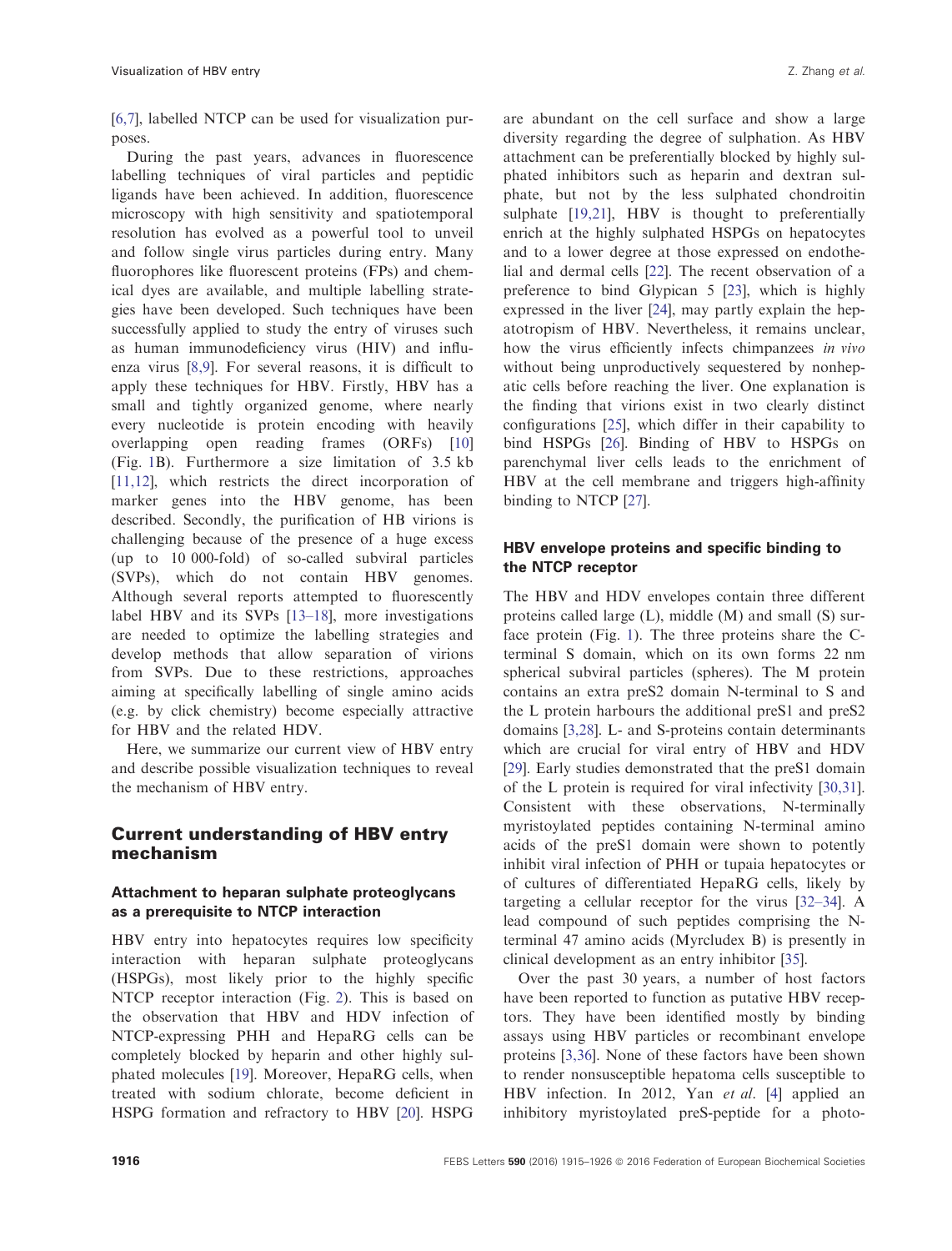[6,7], labelled NTCP can be used for visualization purposes.

During the past years, advances in fluorescence labelling techniques of viral particles and peptidic ligands have been achieved. In addition, fluorescence microscopy with high sensitivity and spatiotemporal resolution has evolved as a powerful tool to unveil and follow single virus particles during entry. Many fluorophores like fluorescent proteins (FPs) and chemical dyes are available, and multiple labelling strategies have been developed. Such techniques have been successfully applied to study the entry of viruses such as human immunodeficiency virus (HIV) and influenza virus [8,9]. For several reasons, it is difficult to apply these techniques for HBV. Firstly, HBV has a small and tightly organized genome, where nearly every nucleotide is protein encoding with heavily overlapping open reading frames (ORFs) [10] (Fig. 1B). Furthermore a size limitation of 3.5 kb [11,12], which restricts the direct incorporation of marker genes into the HBV genome, has been described. Secondly, the purification of HB virions is challenging because of the presence of a huge excess (up to 10 000-fold) of so-called subviral particles (SVPs), which do not contain HBV genomes. Although several reports attempted to fluorescently label HBV and its SVPs [13–18], more investigations are needed to optimize the labelling strategies and develop methods that allow separation of virions from SVPs. Due to these restrictions, approaches aiming at specifically labelling of single amino acids (e.g. by click chemistry) become especially attractive for HBV and the related HDV.

Here, we summarize our current view of HBV entry and describe possible visualization techniques to reveal the mechanism of HBV entry.

## Current understanding of HBV entry mechanism

### Attachment to heparan sulphate proteoglycans as a prerequisite to NTCP interaction

HBV entry into hepatocytes requires low specificity interaction with heparan sulphate proteoglycans (HSPGs), most likely prior to the highly specific NTCP receptor interaction (Fig. 2). This is based on the observation that HBV and HDV infection of NTCP-expressing PHH and HepaRG cells can be completely blocked by heparin and other highly sulphated molecules [19]. Moreover, HepaRG cells, when treated with sodium chlorate, become deficient in HSPG formation and refractory to HBV [20]. HSPG are abundant on the cell surface and show a large diversity regarding the degree of sulphation. As HBV attachment can be preferentially blocked by highly sulphated inhibitors such as heparin and dextran sulphate, but not by the less sulphated chondroitin sulphate [19,21], HBV is thought to preferentially enrich at the highly sulphated HSPGs on hepatocytes and to a lower degree at those expressed on endothelial and dermal cells [22]. The recent observation of a preference to bind Glypican 5 [23], which is highly expressed in the liver [24], may partly explain the hepatotropism of HBV. Nevertheless, it remains unclear, how the virus efficiently infects chimpanzees *in vivo* without being unproductively sequestered by nonhepatic cells before reaching the liver. One explanation is the finding that virions exist in two clearly distinct configurations [25], which differ in their capability to bind HSPGs [26]. Binding of HBV to HSPGs on parenchymal liver cells leads to the enrichment of HBV at the cell membrane and triggers high-affinity binding to NTCP [27].

### HBV envelope proteins and specific binding to the NTCP receptor

The HBV and HDV envelopes contain three different proteins called large (L), middle (M) and small (S) surface protein (Fig. 1). The three proteins share the C-terminal S domain, which on its own forms 22 nm spherical subviral particles (spheres). The M protein contains an extra preS2 domain N-terminal to S and the L protein harbours the additional preS1 and preS2 domains [3,28]. L- and S-proteins contain determinants which are crucial for viral entry of HBV and HDV [29]. Early studies demonstrated that the preS1 domain of the L protein is required for viral infectivity [30,31]. Consistent with these observations, N-terminally myristoylated peptides containing N-terminal amino acids of the preS1 domain were shown to potently inhibit viral infection of PHH or tupaia hepatocytes or of cultures of differentiated HepaRG cells, likely by targeting a cellular receptor for the virus [32–34]. A lead compound of such peptides comprising the N-terminal 47 amino acids (Myrcludex B) is presently in clinical development as an entry inhibitor [35].

Over the past 30 years, a number of host factors have been reported to function as putative HBV receptors. They have been identified mostly by binding assays using HBV particles or recombinant envelope proteins [3,36]. None of these factors have been shown to render nonsusceptible hepatoma cells susceptible to HBV infection. In 2012, Yan *et al.* [4] applied an inhibitory myristoylated preS-peptide for a photo-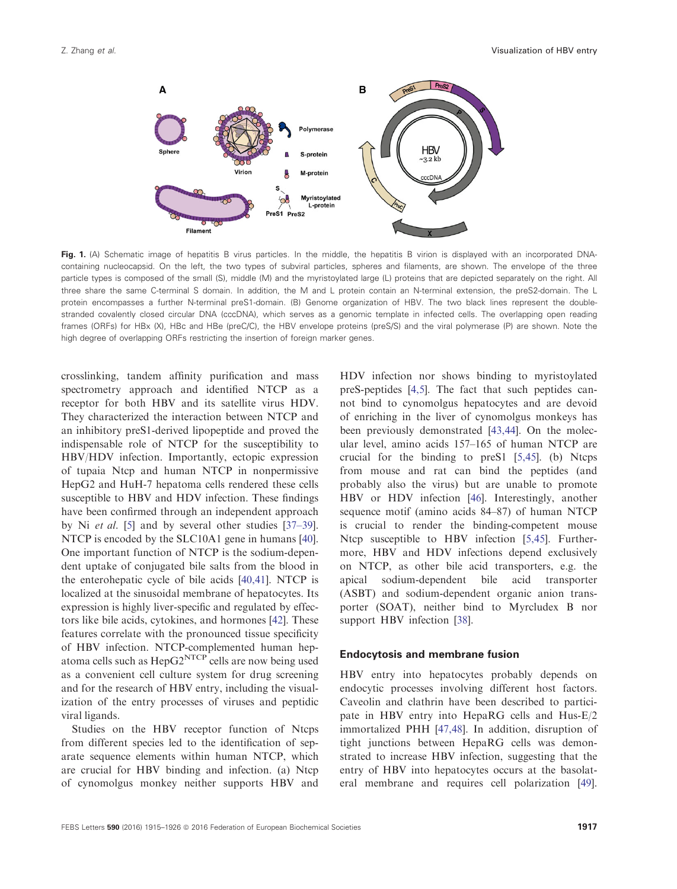A

Sphere

Virion

Filament

Polymerase

S-protein

M-protein

S

Myristoylated L-protein

PreS1 PreS2

B

PreS1

PreS2

S

P

HBV
~3.2 kb

cccDNA

C

PreC

X

**Fig. 1.** (A) Schematic image of hepatitis B virus particles. In the middle, the hepatitis B virion is displayed with an incorporated DNA-containing nucleocapsid. On the left, the two types of subviral particles, spheres and filaments, are shown. The envelope of the three particle types is composed of the small (S), middle (M) and the myristoylated large (L) proteins that are depicted separately on the right. All three share the same C-terminal S domain. In addition, the M and L protein contain an N-terminal extension, the preS2-domain. The L protein encompasses a further N-terminal preS1-domain. (B) Genome organization of HBV. The two black lines represent the double-stranded covalently closed circular DNA (cccDNA), which serves as a genomic template in infected cells. The overlapping open reading frames (ORFs) for HBx (X), HBc and HBe (preC/C), the HBV envelope proteins (preS/S) and the viral polymerase (P) are shown. Note the high degree of overlapping ORFs restricting the insertion of foreign marker genes.

crosslinking, tandem affinity purification and mass spectrometry approach and identified NTCP as a receptor for both HBV and its satellite virus HDV. They characterized the interaction between NTCP and an inhibitory preS1-derived lipopeptide and proved the indispensable role of NTCP for the susceptibility to HBV/HDV infection. Importantly, ectopic expression of tupaia Ntcp and human NTCP in nonpermissive HepG2 and HuH-7 hepatoma cells rendered these cells susceptible to HBV and HDV infection. These findings have been confirmed through an independent approach by Ni *et al.* [5] and by several other studies [37–39]. NTCP is encoded by the SLC10A1 gene in humans [40]. One important function of NTCP is the sodium-dependent uptake of conjugated bile salts from the blood in the enterohepatic cycle of bile acids [40,41]. NTCP is localized at the sinusoidal membrane of hepatocytes. Its expression is highly liver-specific and regulated by effectors like bile acids, cytokines, and hormones [42]. These features correlate with the pronounced tissue specificity of HBV infection. NTCP-complemented human hepatoma cells such as HepG2$^{NTCP}$ cells are now being used as a convenient cell culture system for drug screening and for the research of HBV entry, including the visualization of the entry processes of viruses and peptidic viral ligands.

Studies on the HBV receptor function of Ntcps from different species led to the identification of separate sequence elements within human NTCP, which are crucial for HBV binding and infection. (a) Ntcp of cynomolgus monkey neither supports HBV and HDV infection nor shows binding to myristoylated preS-peptides [4,5]. The fact that such peptides cannot bind to cynomolgus hepatocytes and are devoid of enriching in the liver of cynomolgus monkeys has been previously demonstrated [43,44]. On the molecular level, amino acids 157–165 of human NTCP are crucial for the binding to preS1 [5,45]. (b) Ntcps from mouse and rat can bind the peptides (and probably also the virus) but are unable to promote HBV or HDV infection [46]. Interestingly, another sequence motif (amino acids 84–87) of human NTCP is crucial to render the binding-competent mouse Ntcp susceptible to HBV infection [5,45]. Furthermore, HBV and HDV infections depend exclusively on NTCP, as other bile acid transporters, e.g. the apical sodium-dependent bile acid transporter (ASBT) and sodium-dependent organic anion transporter (SOAT), neither bind to Myrcludex B nor support HBV infection [38].

## Endocytosis and membrane fusion

HBV entry into hepatocytes probably depends on endocytic processes involving different host factors. Caveolin and clathrin have been described to participate in HBV entry into HepaRG cells and Hus-E/2 immortalized PHH [47,48]. In addition, disruption of tight junctions between HepaRG cells was demonstrated to increase HBV infection, suggesting that the entry of HBV into hepatocytes occurs at the basolateral membrane and requires cell polarization [49].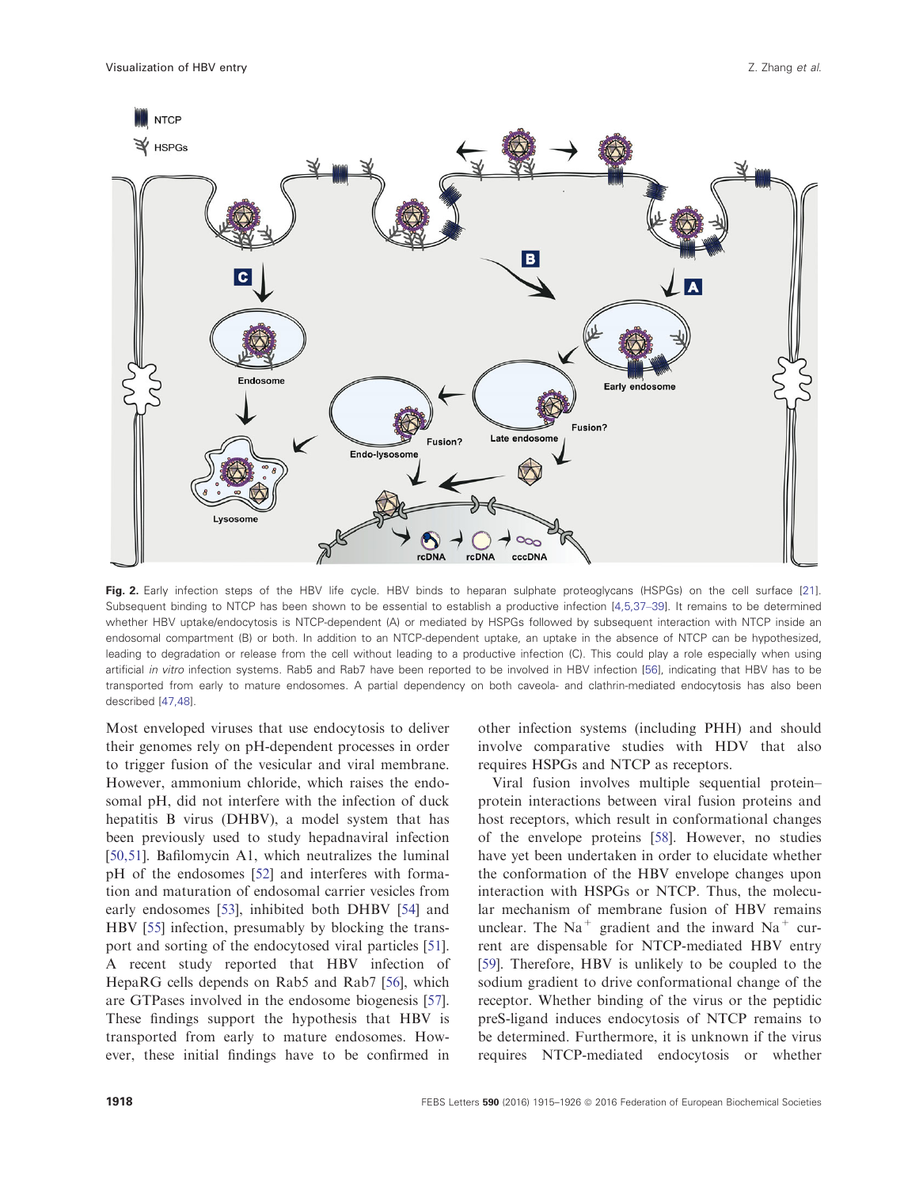NTCP

HSPGs

B

C

A

Endosome

Early endosome

Fusion?

Late endosome

Fusion?

Endo-lysosome

Lysosome

rcDNA

rcDNA

cccDNA

**Fig. 2.** Early infection steps of the HBV life cycle. HBV binds to heparan sulphate proteoglycans (HSPGs) on the cell surface [21]. Subsequent binding to NTCP has been shown to be essential to establish a productive infection [4,5,37–39]. It remains to be determined whether HBV uptake/endocytosis is NTCP-dependent (A) or mediated by HSPGs followed by subsequent interaction with NTCP inside an endosomal compartment (B) or both. In addition to an NTCP-dependent uptake, an uptake in the absence of NTCP can be hypothesized, leading to degradation or release from the cell without leading to a productive infection (C). This could play a role especially when using artificial *in vitro* infection systems. Rab5 and Rab7 have been reported to be involved in HBV infection [56], indicating that HBV has to be transported from early to mature endosomes. A partial dependency on both caveola- and clathrin-mediated endocytosis has also been described [47,48].

Most enveloped viruses that use endocytosis to deliver their genomes rely on pH-dependent processes in order to trigger fusion of the vesicular and viral membrane. However, ammonium chloride, which raises the endosomal pH, did not interfere with the infection of duck hepatitis B virus (DHBV), a model system that has been previously used to study hepadnaviral infection [50,51]. Bafilomycin A1, which neutralizes the luminal pH of the endosomes [52] and interferes with formation and maturation of endosomal carrier vesicles from early endosomes [53], inhibited both DHBV [54] and HBV [55] infection, presumably by blocking the transport and sorting of the endocytosed viral particles [51]. A recent study reported that HBV infection of HepaRG cells depends on Rab5 and Rab7 [56], which are GTPases involved in the endosome biogenesis [57]. These findings support the hypothesis that HBV is transported from early to mature endosomes. However, these initial findings have to be confirmed in other infection systems (including PHH) and should involve comparative studies with HDV that also requires HSPGs and NTCP as receptors.

Viral fusion involves multiple sequential protein–protein interactions between viral fusion proteins and host receptors, which result in conformational changes of the envelope proteins [58]. However, no studies have yet been undertaken in order to elucidate whether the conformation of the HBV envelope changes upon interaction with HSPGs or NTCP. Thus, the molecular mechanism of membrane fusion of HBV remains unclear. The $Na^+$ gradient and the inward $Na^+$ current are dispensable for NTCP-mediated HBV entry [59]. Therefore, HBV is unlikely to be coupled to the sodium gradient to drive conformational change of the receptor. Whether binding of the virus or the peptidic preS-ligand induces endocytosis of NTCP remains to be determined. Furthermore, it is unknown if the virus requires NTCP-mediated endocytosis or whether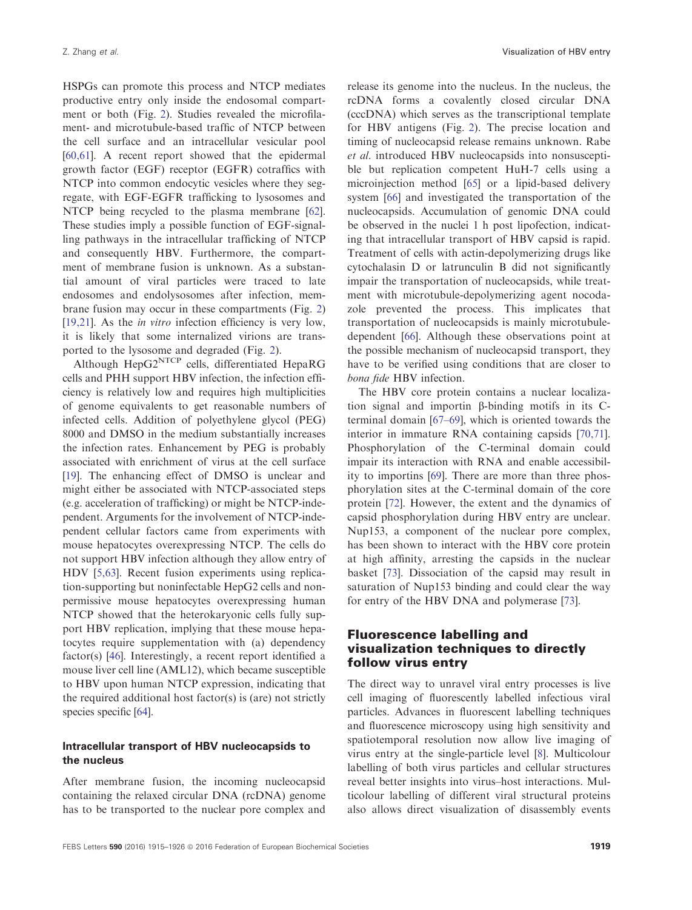HSPGs can promote this process and NTCP mediates productive entry only inside the endosomal compartment or both (Fig. 2). Studies revealed the microfilament- and microtubule-based traffic of NTCP between the cell surface and an intracellular vesicular pool [60,61]. A recent report showed that the epidermal growth factor (EGF) receptor (EGFR) cotraffics with NTCP into common endocytic vesicles where they segregate, with EGF-EGFR trafficking to lysosomes and NTCP being recycled to the plasma membrane [62]. These studies imply a possible function of EGF-signalling pathways in the intracellular trafficking of NTCP and consequently HBV. Furthermore, the compartment of membrane fusion is unknown. As a substantial amount of viral particles were traced to late endosomes and endolysosomes after infection, membrane fusion may occur in these compartments (Fig. 2) [19,21]. As the *in vitro* infection efficiency is very low, it is likely that some internalized virions are transported to the lysosome and degraded (Fig. 2).

Although HepG2[NTCP] cells, differentiated HepaRG cells and PHH support HBV infection, the infection efficiency is relatively low and requires high multiplicities of genome equivalents to get reasonable numbers of infected cells. Addition of polyethylene glycol (PEG) 8000 and DMSO in the medium substantially increases the infection rates. Enhancement by PEG is probably associated with enrichment of virus at the cell surface [19]. The enhancing effect of DMSO is unclear and might either be associated with NTCP-associated steps (e.g. acceleration of trafficking) or might be NTCP-independent. Arguments for the involvement of NTCP-independent cellular factors came from experiments with mouse hepatocytes overexpressing NTCP. The cells do not support HBV infection although they allow entry of HDV [5,63]. Recent fusion experiments using replication-supporting but noninfectable HepG2 cells and nonpermissive mouse hepatocytes overexpressing human NTCP showed that the heterokaryonic cells fully support HBV replication, implying that these mouse hepatocytes require supplementation with (a) dependency factor(s) [46]. Interestingly, a recent report identified a mouse liver cell line (AML12), which became susceptible to HBV upon human NTCP expression, indicating that the required additional host factor(s) is (are) not strictly species specific [64].

### Intracellular transport of HBV nucleocapsids to the nucleus

After membrane fusion, the incoming nucleocapsid containing the relaxed circular DNA (rcDNA) genome has to be transported to the nuclear pore complex and release its genome into the nucleus. In the nucleus, the rcDNA forms a covalently closed circular DNA (cccDNA) which serves as the transcriptional template for HBV antigens (Fig. 2). The precise location and timing of nucleocapsid release remains unknown. Rabe *et al.* introduced HBV nucleocapsids into nonsusceptible but replication competent HuH-7 cells using a microinjection method [65] or a lipid-based delivery system [66] and investigated the transportation of the nucleocapsids. Accumulation of genomic DNA could be observed in the nuclei 1 h post lipofection, indicating that intracellular transport of HBV capsid is rapid. Treatment of cells with actin-depolymerizing drugs like cytochalasin D or latrunculin B did not significantly impair the transportation of nucleocapsids, while treatment with microtubule-depolymerizing agent nocodazole prevented the process. This implicates that transportation of nucleocapsids is mainly microtubule-dependent [66]. Although these observations point at the possible mechanism of nucleocapsid transport, they have to be verified using conditions that are closer to *bona fide* HBV infection.

The HBV core protein contains a nuclear localization signal and importin β-binding motifs in its C-terminal domain [67–69], which is oriented towards the interior in immature RNA containing capsids [70,71]. Phosphorylation of the C-terminal domain could impair its interaction with RNA and enable accessibility to importins [69]. There are more than three phosphorylation sites at the C-terminal domain of the core protein [72]. However, the extent and the dynamics of capsid phosphorylation during HBV entry are unclear. Nup153, a component of the nuclear pore complex, has been shown to interact with the HBV core protein at high affinity, arresting the capsids in the nuclear basket [73]. Dissociation of the capsid may result in saturation of Nup153 binding and could clear the way for entry of the HBV DNA and polymerase [73].

## Fluorescence labelling and visualization techniques to directly follow virus entry

The direct way to unravel viral entry processes is live cell imaging of fluorescently labelled infectious viral particles. Advances in fluorescent labelling techniques and fluorescence microscopy using high sensitivity and spatiotemporal resolution now allow live imaging of virus entry at the single-particle level [8]. Multicolour labelling of both virus particles and cellular structures reveal better insights into virus–host interactions. Multicolour labelling of different viral structural proteins also allows direct visualization of disassembly events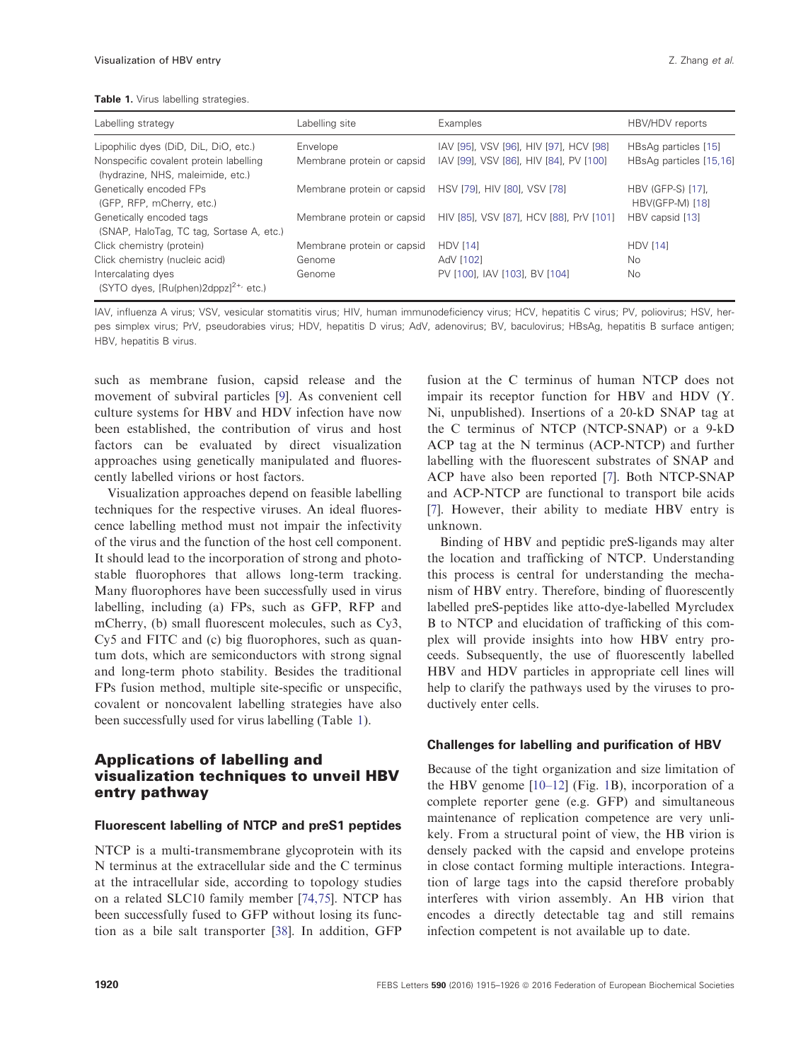**Table 1.** Virus labelling strategies.

| Labelling strategy | Labelling site | Examples | HBV/HDV reports |
|---|---|---|---|
| Lipophilic dyes (DiD, DiL, DiO, etc.) | Envelope | IAV [95], VSV [96], HIV [97], HCV [98] | HBsAg particles [15] |
| Nonspecific covalent protein labelling (hydrazine, NHS, maleimide, etc.) | Membrane protein or capsid | IAV [99], VSV [86], HIV [84], PV [100] | HBsAg particles [15,16] |
| Genetically encoded FPs (GFP, RFP, mCherry, etc.) | Membrane protein or capsid | HSV [79], HIV [80], VSV [78] | HBV (GFP-S) [17], HBV(GFP-M) [18] |
| Genetically encoded tags (SNAP, HaloTag, TC tag, Sortase A, etc.) | Membrane protein or capsid | HIV [85], VSV [87], HCV [88], PrV [101] | HBV capsid [13] |
| Click chemistry (protein) | Membrane protein or capsid | HDV [14] | HDV [14] |
| Click chemistry (nucleic acid) | Genome | AdV [102] | No |
| Intercalating dyes (SYTO dyes, $[Ru(phen)2dppz]^{2+}$, etc.) | Genome | PV [100], IAV [103], BV [104] | No |

IAV, influenza A virus; VSV, vesicular stomatitis virus; HIV, human immunodeficiency virus; HCV, hepatitis C virus; PV, poliovirus; HSV, herpes simplex virus; PrV, pseudorabies virus; HDV, hepatitis D virus; AdV, adenovirus; BV, baculovirus; HBsAg, hepatitis B surface antigen; HBV, hepatitis B virus.

such as membrane fusion, capsid release and the movement of subviral particles [9]. As convenient cell culture systems for HBV and HDV infection have now been established, the contribution of virus and host factors can be evaluated by direct visualization approaches using genetically manipulated and fluorescently labelled virions or host factors.

Visualization approaches depend on feasible labelling techniques for the respective viruses. An ideal fluorescence labelling method must not impair the infectivity of the virus and the function of the host cell component. It should lead to the incorporation of strong and photostable fluorophores that allows long-term tracking. Many fluorophores have been successfully used in virus labelling, including (a) FPs, such as GFP, RFP and mCherry, (b) small fluorescent molecules, such as Cy3, Cy5 and FITC and (c) big fluorophores, such as quantum dots, which are semiconductors with strong signal and long-term photo stability. Besides the traditional FPs fusion method, multiple site-specific or unspecific, covalent or noncovalent labelling strategies have also been successfully used for virus labelling (Table 1).

## Applications of labelling and visualization techniques to unveil HBV entry pathway

### Fluorescent labelling of NTCP and preS1 peptides

NTCP is a multi-transmembrane glycoprotein with its N terminus at the extracellular side and the C terminus at the intracellular side, according to topology studies on a related SLC10 family member [74,75]. NTCP has been successfully fused to GFP without losing its function as a bile salt transporter [38]. In addition, GFP fusion at the C terminus of human NTCP does not impair its receptor function for HBV and HDV (Y. Ni, unpublished). Insertions of a 20-kD SNAP tag at the C terminus of NTCP (NTCP-SNAP) or a 9-kD ACP tag at the N terminus (ACP-NTCP) and further labelling with the fluorescent substrates of SNAP and ACP have also been reported [7]. Both NTCP-SNAP and ACP-NTCP are functional to transport bile acids [7]. However, their ability to mediate HBV entry is unknown.

Binding of HBV and peptidic preS-ligands may alter the location and trafficking of NTCP. Understanding this process is central for understanding the mechanism of HBV entry. Therefore, binding of fluorescently labelled preS-peptides like atto-dye-labelled Myrcludex B to NTCP and elucidation of trafficking of this complex will provide insights into how HBV entry proceeds. Subsequently, the use of fluorescently labelled HBV and HDV particles in appropriate cell lines will help to clarify the pathways used by the viruses to productively enter cells.

### Challenges for labelling and purification of HBV

Because of the tight organization and size limitation of the HBV genome [10–12] (Fig. 1B), incorporation of a complete reporter gene (e.g. GFP) and simultaneous maintenance of replication competence are very unlikely. From a structural point of view, the HB virion is densely packed with the capsid and envelope proteins in close contact forming multiple interactions. Integration of large tags into the capsid therefore probably interferes with virion assembly. An HB virion that encodes a directly detectable tag and still remains infection competent is not available up to date.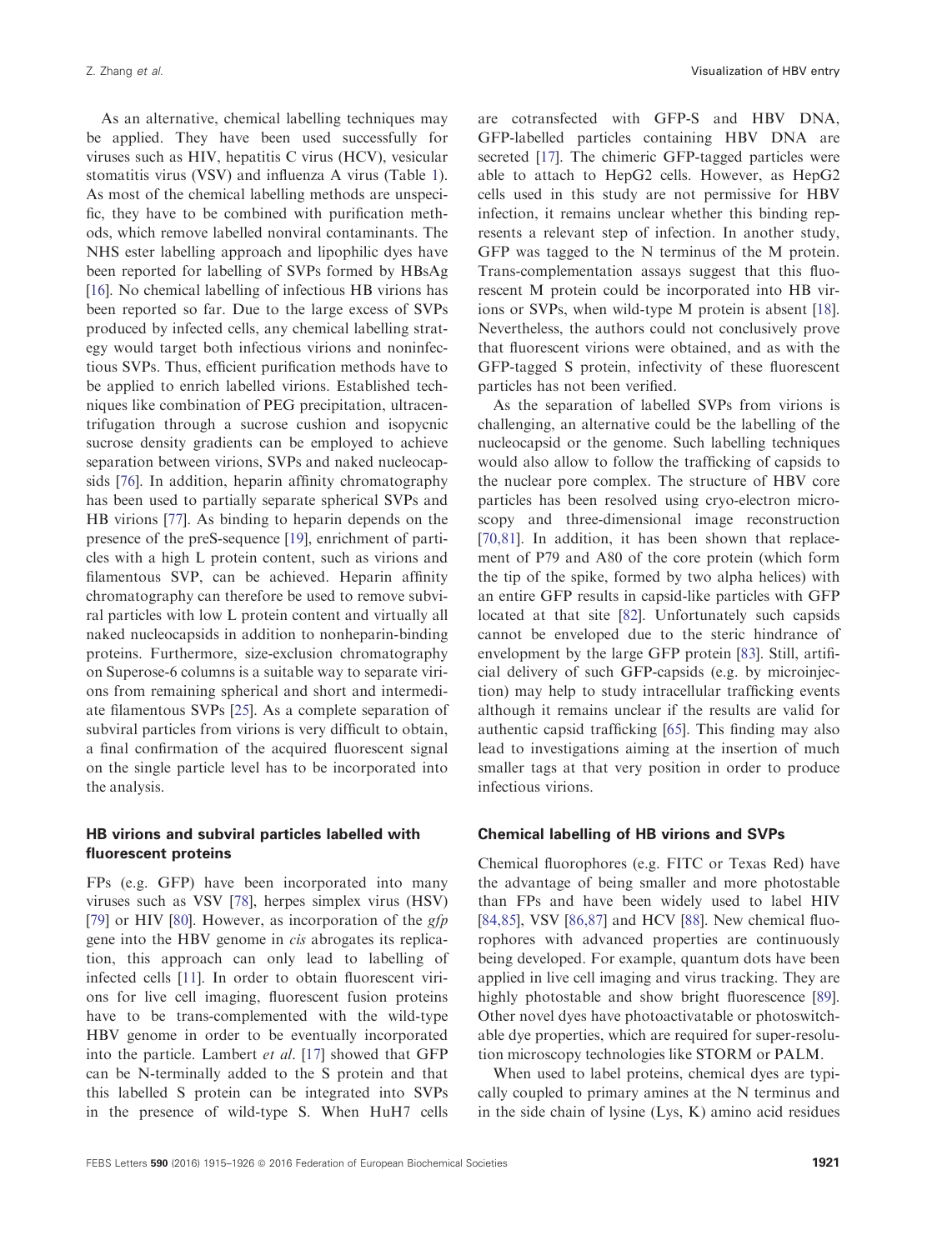As an alternative, chemical labelling techniques may be applied. They have been used successfully for viruses such as HIV, hepatitis C virus (HCV), vesicular stomatitis virus (VSV) and influenza A virus (Table 1). As most of the chemical labelling methods are unspecific, they have to be combined with purification methods, which remove labelled nonviral contaminants. The NHS ester labelling approach and lipophilic dyes have been reported for labelling of SVPs formed by HBsAg [16]. No chemical labelling of infectious HB virions has been reported so far. Due to the large excess of SVPs produced by infected cells, any chemical labelling strategy would target both infectious virions and noninfectious SVPs. Thus, efficient purification methods have to be applied to enrich labelled virions. Established techniques like combination of PEG precipitation, ultracentrifugation through a sucrose cushion and isopycnic sucrose density gradients can be employed to achieve separation between virions, SVPs and naked nucleocapsids [76]. In addition, heparin affinity chromatography has been used to partially separate spherical SVPs and HB virions [77]. As binding to heparin depends on the presence of the preS-sequence [19], enrichment of particles with a high L protein content, such as virions and filamentous SVP, can be achieved. Heparin affinity chromatography can therefore be used to remove subviral particles with low L protein content and virtually all naked nucleocapsids in addition to nonheparin-binding proteins. Furthermore, size-exclusion chromatography on Superose-6 columns is a suitable way to separate virions from remaining spherical and short and intermediate filamentous SVPs [25]. As a complete separation of subviral particles from virions is very difficult to obtain, a final confirmation of the acquired fluorescent signal on the single particle level has to be incorporated into the analysis.

### HB virions and subviral particles labelled with fluorescent proteins

FPs (e.g. GFP) have been incorporated into many viruses such as VSV [78], herpes simplex virus (HSV) [79] or HIV [80]. However, as incorporation of the *gfp* gene into the HBV genome in *cis* abrogates its replication, this approach can only lead to labelling of infected cells [11]. In order to obtain fluorescent virions for live cell imaging, fluorescent fusion proteins have to be trans-complemented with the wild-type HBV genome in order to be eventually incorporated into the particle. Lambert *et al*. [17] showed that GFP can be N-terminally added to the S protein and that this labelled S protein can be integrated into SVPs in the presence of wild-type S. When HuH7 cells are cotransfected with GFP-S and HBV DNA, GFP-labelled particles containing HBV DNA are secreted [17]. The chimeric GFP-tagged particles were able to attach to HepG2 cells. However, as HepG2 cells used in this study are not permissive for HBV infection, it remains unclear whether this binding represents a relevant step of infection. In another study, GFP was tagged to the N terminus of the M protein. Trans-complementation assays suggest that this fluorescent M protein could be incorporated into HB virions or SVPs, when wild-type M protein is absent [18]. Nevertheless, the authors could not conclusively prove that fluorescent virions were obtained, and as with the GFP-tagged S protein, infectivity of these fluorescent particles has not been verified.

As the separation of labelled SVPs from virions is challenging, an alternative could be the labelling of the nucleocapsid or the genome. Such labelling techniques would also allow to follow the trafficking of capsids to the nuclear pore complex. The structure of HBV core particles has been resolved using cryo-electron microscopy and three-dimensional image reconstruction [70,81]. In addition, it has been shown that replacement of P79 and A80 of the core protein (which form the tip of the spike, formed by two alpha helices) with an entire GFP results in capsid-like particles with GFP located at that site [82]. Unfortunately such capsids cannot be enveloped due to the steric hindrance of envelopment by the large GFP protein [83]. Still, artificial delivery of such GFP-capsids (e.g. by microinjection) may help to study intracellular trafficking events although it remains unclear if the results are valid for authentic capsid trafficking [65]. This finding may also lead to investigations aiming at the insertion of much smaller tags at that very position in order to produce infectious virions.

### Chemical labelling of HB virions and SVPs

Chemical fluorophores (e.g. FITC or Texas Red) have the advantage of being smaller and more photostable than FPs and have been widely used to label HIV [84,85], VSV [86,87] and HCV [88]. New chemical fluorophores with advanced properties are continuously being developed. For example, quantum dots have been applied in live cell imaging and virus tracking. They are highly photostable and show bright fluorescence [89]. Other novel dyes have photoactivatable or photoswitchable dye properties, which are required for super-resolution microscopy technologies like STORM or PALM.

When used to label proteins, chemical dyes are typically coupled to primary amines at the N terminus and in the side chain of lysine (Lys, K) amino acid residues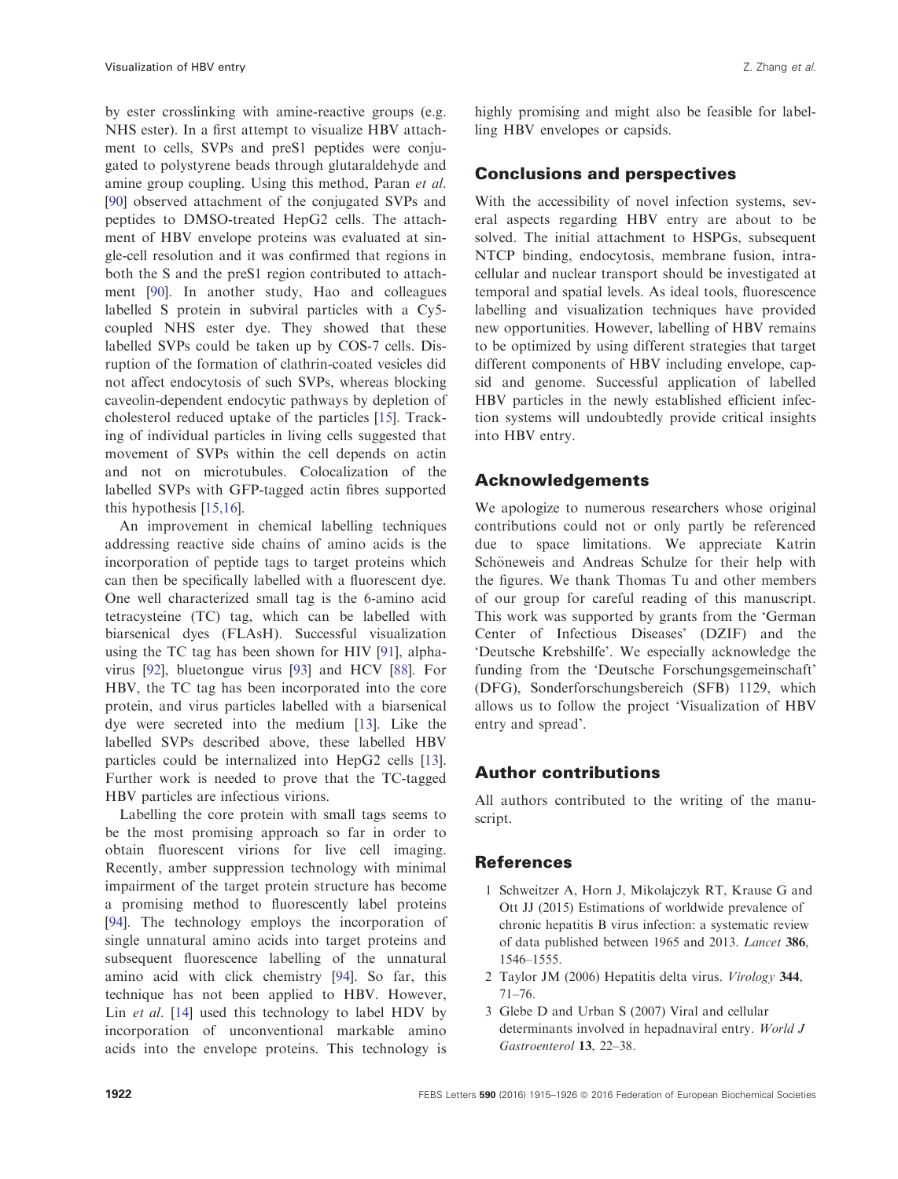by ester crosslinking with amine-reactive groups (e.g. NHS ester). In a first attempt to visualize HBV attachment to cells, SVPs and preS1 peptides were conjugated to polystyrene beads through glutaraldehyde and amine group coupling. Using this method, Paran *et al.* [90] observed attachment of the conjugated SVPs and peptides to DMSO-treated HepG2 cells. The attachment of HBV envelope proteins was evaluated at single-cell resolution and it was confirmed that regions in both the S and the preS1 region contributed to attachment [90]. In another study, Hao and colleagues labelled S protein in subviral particles with a Cy5-coupled NHS ester dye. They showed that these labelled SVPs could be taken up by COS-7 cells. Disruption of the formation of clathrin-coated vesicles did not affect endocytosis of such SVPs, whereas blocking caveolin-dependent endocytic pathways by depletion of cholesterol reduced uptake of the particles [15]. Tracking of individual particles in living cells suggested that movement of SVPs within the cell depends on actin and not on microtubules. Colocalization of the labelled SVPs with GFP-tagged actin fibres supported this hypothesis [15,16].

An improvement in chemical labelling techniques addressing reactive side chains of amino acids is the incorporation of peptide tags to target proteins which can then be specifically labelled with a fluorescent dye. One well characterized small tag is the 6-amino acid tetracysteine (TC) tag, which can be labelled with biarsenical dyes (FLAsH). Successful visualization using the TC tag has been shown for HIV [91], alphavirus [92], bluetongue virus [93] and HCV [88]. For HBV, the TC tag has been incorporated into the core protein, and virus particles labelled with a biarsenical dye were secreted into the medium [13]. Like the labelled SVPs described above, these labelled HBV particles could be internalized into HepG2 cells [13]. Further work is needed to prove that the TC-tagged HBV particles are infectious virions.

Labelling the core protein with small tags seems to be the most promising approach so far in order to obtain fluorescent virions for live cell imaging. Recently, amber suppression technology with minimal impairment of the target protein structure has become a promising method to fluorescently label proteins [94]. The technology employs the incorporation of single unnatural amino acids into target proteins and subsequent fluorescence labelling of the unnatural amino acid with click chemistry [94]. So far, this technique has not been applied to HBV. However, Lin *et al.* [14] used this technology to label HDV by incorporation of unconventional markable amino acids into the envelope proteins. This technology is highly promising and might also be feasible for labelling HBV envelopes or capsids.

## Conclusions and perspectives

With the accessibility of novel infection systems, several aspects regarding HBV entry are about to be solved. The initial attachment to HSPGs, subsequent NTCP binding, endocytosis, membrane fusion, intracellular and nuclear transport should be investigated at temporal and spatial levels. As ideal tools, fluorescence labelling and visualization techniques have provided new opportunities. However, labelling of HBV remains to be optimized by using different strategies that target different components of HBV including envelope, capsid and genome. Successful application of labelled HBV particles in the newly established efficient infection systems will undoubtedly provide critical insights into HBV entry.

## Acknowledgements

We apologize to numerous researchers whose original contributions could not or only partly be referenced due to space limitations. We appreciate Katrin Schöneweis and Andreas Schulze for their help with the figures. We thank Thomas Tu and other members of our group for careful reading of this manuscript. This work was supported by grants from the 'German Center of Infectious Diseases' (DZIF) and the 'Deutsche Krebshilfe'. We especially acknowledge the funding from the 'Deutsche Forschungsgemeinschaft' (DFG), Sonderforschungsbereich (SFB) 1129, which allows us to follow the project 'Visualization of HBV entry and spread'.

## Author contributions

All authors contributed to the writing of the manuscript.

## References

1 Schweitzer A, Horn J, Mikolajczyk RT, Krause G and Ott JJ (2015) Estimations of worldwide prevalence of chronic hepatitis B virus infection: a systematic review of data published between 1965 and 2013. *Lancet* **386**, 1546–1555.

2 Taylor JM (2006) Hepatitis delta virus. *Virology* **344**, 71–76.

3 Glebe D and Urban S (2007) Viral and cellular determinants involved in hepadnaviral entry. *World J Gastroenterol* **13**, 22–38.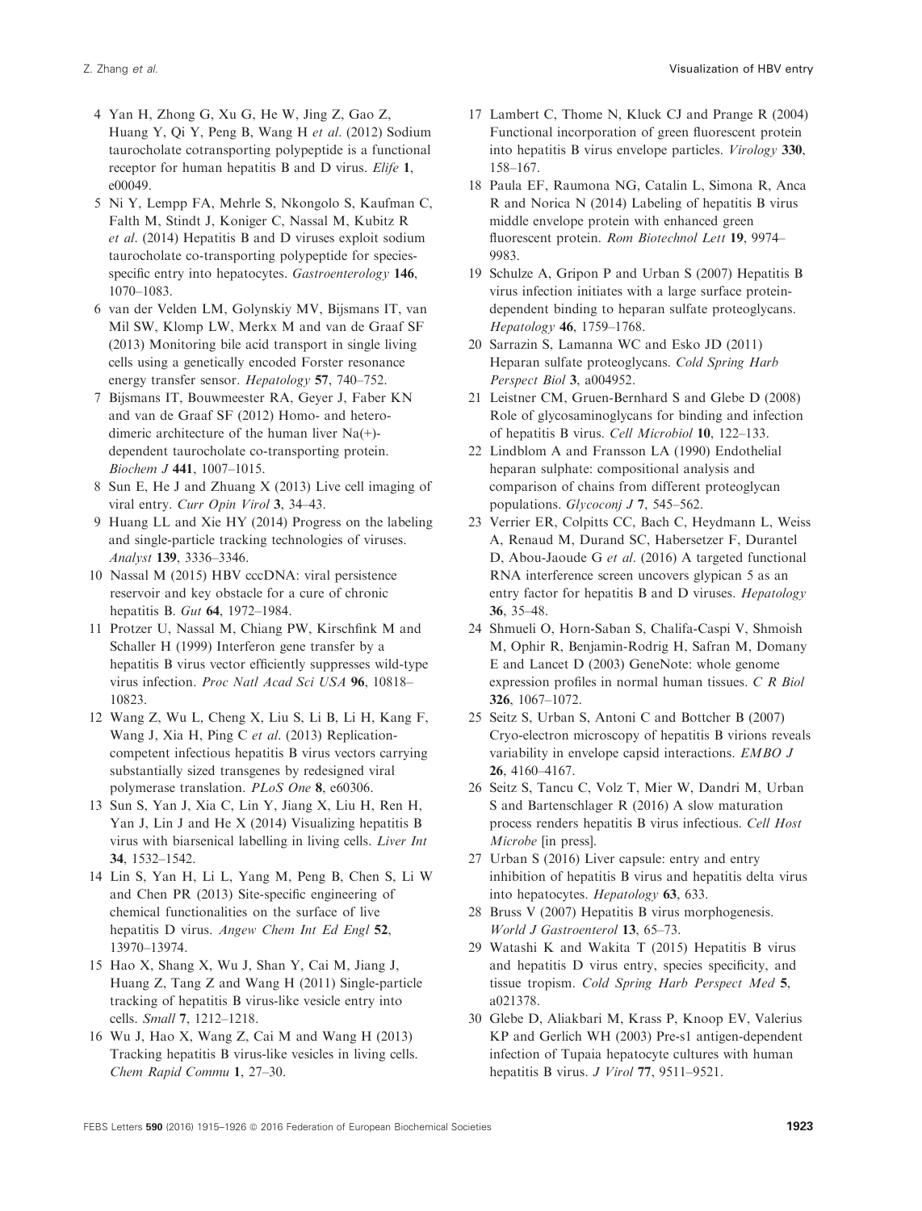4 Yan H, Zhong G, Xu G, He W, Jing Z, Gao Z, Huang Y, Qi Y, Peng B, Wang H *et al*. (2012) Sodium taurocholate cotransporting polypeptide is a functional receptor for human hepatitis B and D virus. *Elife* **1**, e00049.

5 Ni Y, Lempp FA, Mehrle S, Nkongolo S, Kaufman C, Falth M, Stindt J, Koniger C, Nassal M, Kubitz R *et al*. (2014) Hepatitis B and D viruses exploit sodium taurocholate co-transporting polypeptide for species-specific entry into hepatocytes. *Gastroenterology* **146**, 1070–1083.

6 van der Velden LM, Golynskiy MV, Bijsmans IT, van Mil SW, Klomp LW, Merkx M and van de Graaf SF (2013) Monitoring bile acid transport in single living cells using a genetically encoded Forster resonance energy transfer sensor. *Hepatology* **57**, 740–752.

7 Bijsmans IT, Bouwmeester RA, Geyer J, Faber KN and van de Graaf SF (2012) Homo- and hetero-dimeric architecture of the human liver Na(+)-dependent taurocholate co-transporting protein. *Biochem J* **441**, 1007–1015.

8 Sun E, He J and Zhuang X (2013) Live cell imaging of viral entry. *Curr Opin Virol* **3**, 34–43.

9 Huang LL and Xie HY (2014) Progress on the labeling and single-particle tracking technologies of viruses. *Analyst* **139**, 3336–3346.

10 Nassal M (2015) HBV cccDNA: viral persistence reservoir and key obstacle for a cure of chronic hepatitis B. *Gut* **64**, 1972–1984.

11 Protzer U, Nassal M, Chiang PW, Kirschfink M and Schaller H (1999) Interferon gene transfer by a hepatitis B virus vector efficiently suppresses wild-type virus infection. *Proc Natl Acad Sci USA* **96**, 10818–10823.

12 Wang Z, Wu L, Cheng X, Liu S, Li B, Li H, Kang F, Wang J, Xia H, Ping C *et al*. (2013) Replication-competent infectious hepatitis B virus vectors carrying substantially sized transgenes by redesigned viral polymerase translation. *PLoS One* **8**, e60306.

13 Sun S, Yan J, Xia C, Lin Y, Jiang X, Liu H, Ren H, Yan J, Lin J and He X (2014) Visualizing hepatitis B virus with biarsenical labelling in living cells. *Liver Int* **34**, 1532–1542.

14 Lin S, Yan H, Li L, Yang M, Peng B, Chen S, Li W and Chen PR (2013) Site-specific engineering of chemical functionalities on the surface of live hepatitis D virus. *Angew Chem Int Ed Engl* **52**, 13970–13974.

15 Hao X, Shang X, Wu J, Shan Y, Cai M, Jiang J, Huang Z, Tang Z and Wang H (2011) Single-particle tracking of hepatitis B virus-like vesicle entry into cells. *Small* **7**, 1212–1218.

16 Wu J, Hao X, Wang Z, Cai M and Wang H (2013) Tracking hepatitis B virus-like vesicles in living cells. *Chem Rapid Commu* **1**, 27–30.

17 Lambert C, Thome N, Kluck CJ and Prange R (2004) Functional incorporation of green fluorescent protein into hepatitis B virus envelope particles. *Virology* **330**, 158–167.

18 Paula EF, Raumona NG, Catalin L, Simona R, Anca R and Norica N (2014) Labeling of hepatitis B virus middle envelope protein with enhanced green fluorescent protein. *Rom Biotechnol Lett* **19**, 9974–9983.

19 Schulze A, Gripon P and Urban S (2007) Hepatitis B virus infection initiates with a large surface protein-dependent binding to heparan sulfate proteoglycans. *Hepatology* **46**, 1759–1768.

20 Sarrazin S, Lamanna WC and Esko JD (2011) Heparan sulfate proteoglycans. *Cold Spring Harb Perspect Biol* **3**, a004952.

21 Leistner CM, Gruen-Bernhard S and Glebe D (2008) Role of glycosaminoglycans for binding and infection of hepatitis B virus. *Cell Microbiol* **10**, 122–133.

22 Lindblom A and Fransson LA (1990) Endothelial heparan sulphate: compositional analysis and comparison of chains from different proteoglycan populations. *Glycoconj J* **7**, 545–562.

23 Verrier ER, Colpitts CC, Bach C, Heydmann L, Weiss A, Renaud M, Durand SC, Habersetzer F, Durantel D, Abou-Jaoude G *et al*. (2016) A targeted functional RNA interference screen uncovers glypican 5 as an entry factor for hepatitis B and D viruses. *Hepatology* **36**, 35–48.

24 Shmueli O, Horn-Saban S, Chalifa-Caspi V, Shmoish M, Ophir R, Benjamin-Rodrig H, Safran M, Domany E and Lancet D (2003) GeneNote: whole genome expression profiles in normal human tissues. *C R Biol* **326**, 1067–1072.

25 Seitz S, Urban S, Antoni C and Bottcher B (2007) Cryo-electron microscopy of hepatitis B virions reveals variability in envelope capsid interactions. *EMBO J* **26**, 4160–4167.

26 Seitz S, Tancu C, Volz T, Mier W, Dandri M, Urban S and Bartenschlager R (2016) A slow maturation process renders hepatitis B virus infectious. *Cell Host Microbe* [in press].

27 Urban S (2016) Liver capsule: entry and entry inhibition of hepatitis B virus and hepatitis delta virus into hepatocytes. *Hepatology* **63**, 633.

28 Bruss V (2007) Hepatitis B virus morphogenesis. *World J Gastroenterol* **13**, 65–73.

29 Watashi K and Wakita T (2015) Hepatitis B virus and hepatitis D virus entry, species specificity, and tissue tropism. *Cold Spring Harb Perspect Med* **5**, a021378.

30 Glebe D, Aliakbari M, Krass P, Knoop EV, Valerius KP and Gerlich WH (2003) Pre-s1 antigen-dependent infection of Tupaia hepatocyte cultures with human hepatitis B virus. *J Virol* **77**, 9511–9521.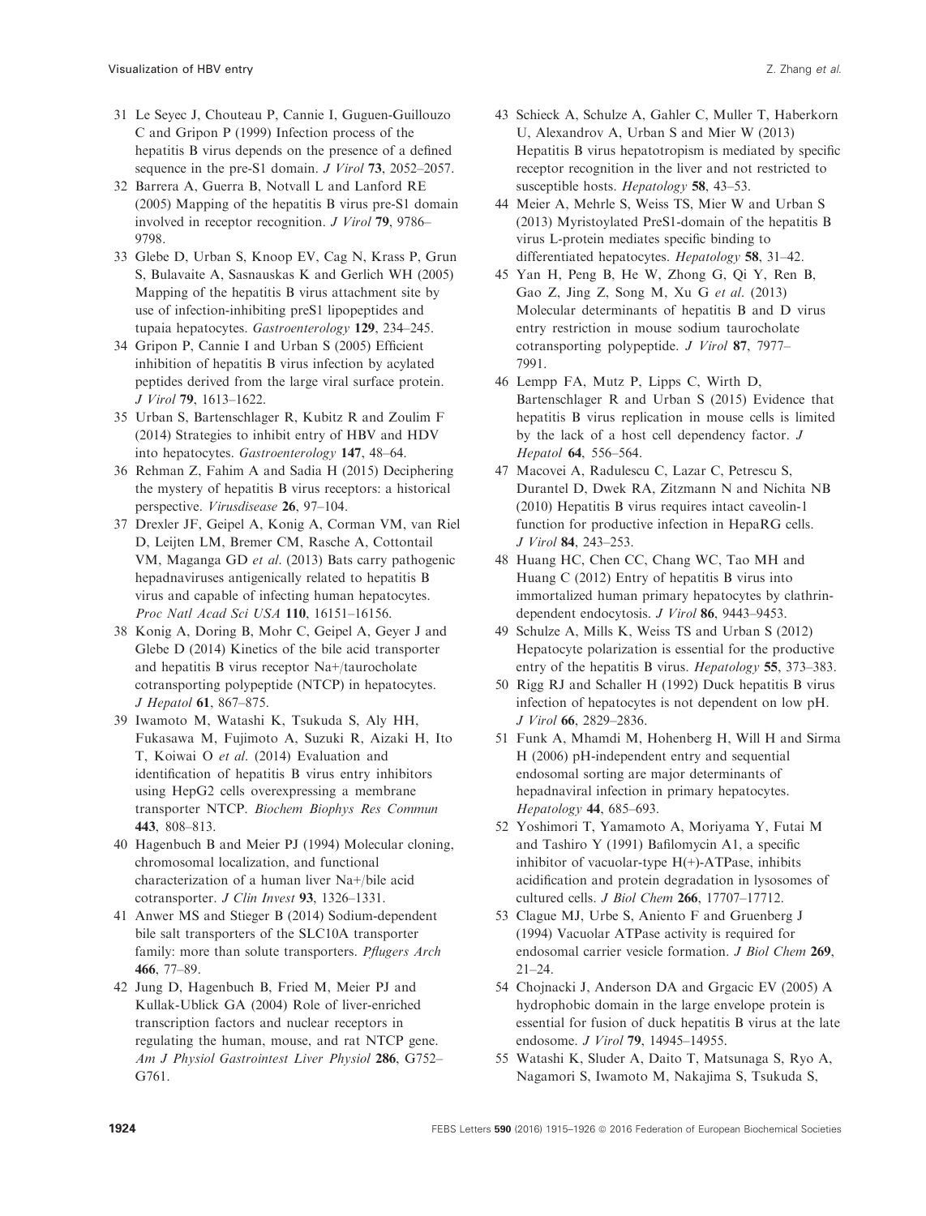31 Le Seyec J, Chouteau P, Cannie I, Guguen-Guillouzo C and Gripon P (1999) Infection process of the hepatitis B virus depends on the presence of a defined sequence in the pre-S1 domain. *J Virol* **73**, 2052–2057.

32 Barrera A, Guerra B, Notvall L and Lanford RE (2005) Mapping of the hepatitis B virus pre-S1 domain involved in receptor recognition. *J Virol* **79**, 9786–9798.

33 Glebe D, Urban S, Knoop EV, Cag N, Krass P, Grun S, Bulavaite A, Sasnauskas K and Gerlich WH (2005) Mapping of the hepatitis B virus attachment site by use of infection-inhibiting preS1 lipopeptides and tupaia hepatocytes. *Gastroenterology* **129**, 234–245.

34 Gripon P, Cannie I and Urban S (2005) Efficient inhibition of hepatitis B virus infection by acylated peptides derived from the large viral surface protein. *J Virol* **79**, 1613–1622.

35 Urban S, Bartenschlager R, Kubitz R and Zoulim F (2014) Strategies to inhibit entry of HBV and HDV into hepatocytes. *Gastroenterology* **147**, 48–64.

36 Rehman Z, Fahim A and Sadia H (2015) Deciphering the mystery of hepatitis B virus receptors: a historical perspective. *Virusdisease* **26**, 97–104.

37 Drexler JF, Geipel A, Konig A, Corman VM, van Riel D, Leijten LM, Bremer CM, Rasche A, Cottontail VM, Maganga GD *et al*. (2013) Bats carry pathogenic hepadnaviruses antigenically related to hepatitis B virus and capable of infecting human hepatocytes. *Proc Natl Acad Sci USA* **110**, 16151–16156.

38 Konig A, Doring B, Mohr C, Geipel A, Geyer J and Glebe D (2014) Kinetics of the bile acid transporter and hepatitis B virus receptor Na+/taurocholate cotransporting polypeptide (NTCP) in hepatocytes. *J Hepatol* **61**, 867–875.

39 Iwamoto M, Watashi K, Tsukuda S, Aly HH, Fukasawa M, Fujimoto A, Suzuki R, Aizaki H, Ito T, Koiwai O *et al*. (2014) Evaluation and identification of hepatitis B virus entry inhibitors using HepG2 cells overexpressing a membrane transporter NTCP. *Biochem Biophys Res Commun* **443**, 808–813.

40 Hagenbuch B and Meier PJ (1994) Molecular cloning, chromosomal localization, and functional characterization of a human liver Na+/bile acid cotransporter. *J Clin Invest* **93**, 1326–1331.

41 Anwer MS and Stieger B (2014) Sodium-dependent bile salt transporters of the SLC10A transporter family: more than solute transporters. *Pflugers Arch* **466**, 77–89.

42 Jung D, Hagenbuch B, Fried M, Meier PJ and Kullak-Ublick GA (2004) Role of liver-enriched transcription factors and nuclear receptors in regulating the human, mouse, and rat NTCP gene. *Am J Physiol Gastrointest Liver Physiol* **286**, G752–G761.

43 Schieck A, Schulze A, Gahler C, Muller T, Haberkorn U, Alexandrov A, Urban S and Mier W (2013) Hepatitis B virus hepatotropism is mediated by specific receptor recognition in the liver and not restricted to susceptible hosts. *Hepatology* **58**, 43–53.

44 Meier A, Mehrle S, Weiss TS, Mier W and Urban S (2013) Myristoylated PreS1-domain of the hepatitis B virus L-protein mediates specific binding to differentiated hepatocytes. *Hepatology* **58**, 31–42.

45 Yan H, Peng B, He W, Zhong G, Qi Y, Ren B, Gao Z, Jing Z, Song M, Xu G *et al*. (2013) Molecular determinants of hepatitis B and D virus entry restriction in mouse sodium taurocholate cotransporting polypeptide. *J Virol* **87**, 7977–7991.

46 Lempp FA, Mutz P, Lipps C, Wirth D, Bartenschlager R and Urban S (2015) Evidence that hepatitis B virus replication in mouse cells is limited by the lack of a host cell dependency factor. *J Hepatol* **64**, 556–564.

47 Macovei A, Radulescu C, Lazar C, Petrescu S, Durantel D, Dwek RA, Zitzmann N and Nichita NB (2010) Hepatitis B virus requires intact caveolin-1 function for productive infection in HepaRG cells. *J Virol* **84**, 243–253.

48 Huang HC, Chen CC, Chang WC, Tao MH and Huang C (2012) Entry of hepatitis B virus into immortalized human primary hepatocytes by clathrin-dependent endocytosis. *J Virol* **86**, 9443–9453.

49 Schulze A, Mills K, Weiss TS and Urban S (2012) Hepatocyte polarization is essential for the productive entry of the hepatitis B virus. *Hepatology* **55**, 373–383.

50 Rigg RJ and Schaller H (1992) Duck hepatitis B virus infection of hepatocytes is not dependent on low pH. *J Virol* **66**, 2829–2836.

51 Funk A, Mhamdi M, Hohenberg H, Will H and Sirma H (2006) pH-independent entry and sequential endosomal sorting are major determinants of hepadnaviral infection in primary hepatocytes. *Hepatology* **44**, 685–693.

52 Yoshimori T, Yamamoto A, Moriyama Y, Futai M and Tashiro Y (1991) Bafilomycin A1, a specific inhibitor of vacuolar-type H(+)-ATPase, inhibits acidification and protein degradation in lysosomes of cultured cells. *J Biol Chem* **266**, 17707–17712.

53 Clague MJ, Urbe S, Aniento F and Gruenberg J (1994) Vacuolar ATPase activity is required for endosomal carrier vesicle formation. *J Biol Chem* **269**, 21–24.

54 Chojnacki J, Anderson DA and Grgacic EV (2005) A hydrophobic domain in the large envelope protein is essential for fusion of duck hepatitis B virus at the late endosome. *J Virol* **79**, 14945–14955.

55 Watashi K, Sluder A, Daito T, Matsunaga S, Ryo A, Nagamori S, Iwamoto M, Nakajima S, Tsukuda S,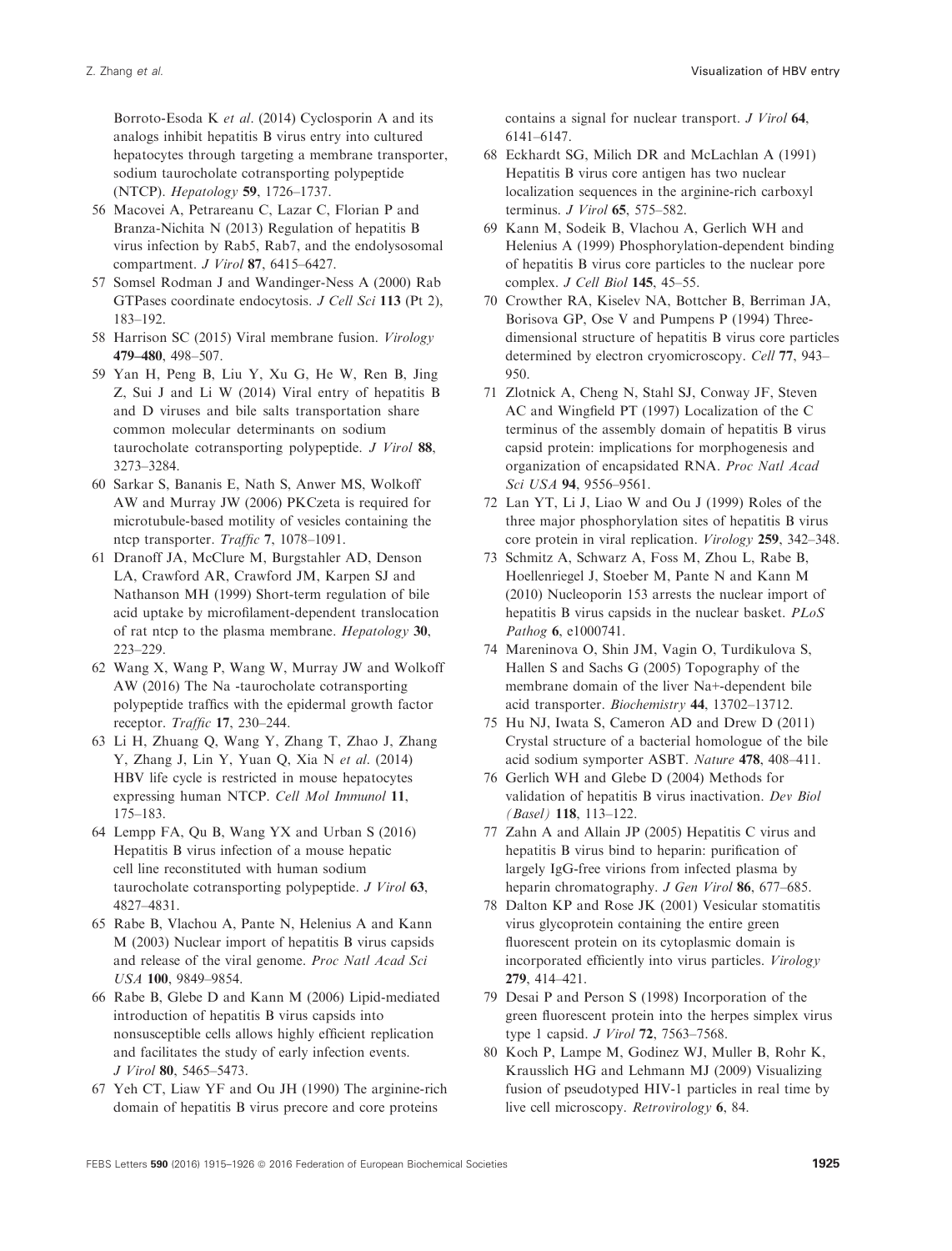Borroto-Esoda K *et al*. (2014) Cyclosporin A and its analogs inhibit hepatitis B virus entry into cultured hepatocytes through targeting a membrane transporter, sodium taurocholate cotransporting polypeptide (NTCP). *Hepatology* **59**, 1726–1737.

56 Macovei A, Petrareanu C, Lazar C, Florian P and Branza-Nichita N (2013) Regulation of hepatitis B virus infection by Rab5, Rab7, and the endolysosomal compartment. *J Virol* **87**, 6415–6427.

57 Somsel Rodman J and Wandinger-Ness A (2000) Rab GTPases coordinate endocytosis. *J Cell Sci* **113** (Pt 2), 183–192.

58 Harrison SC (2015) Viral membrane fusion. *Virology* **479–480**, 498–507.

59 Yan H, Peng B, Liu Y, Xu G, He W, Ren B, Jing Z, Sui J and Li W (2014) Viral entry of hepatitis B and D viruses and bile salts transportation share common molecular determinants on sodium taurocholate cotransporting polypeptide. *J Virol* **88**, 3273–3284.

60 Sarkar S, Bananis E, Nath S, Anwer MS, Wolkoff AW and Murray JW (2006) PKCzeta is required for microtubule-based motility of vesicles containing the ntcp transporter. *Traffic* **7**, 1078–1091.

61 Dranoff JA, McClure M, Burgstahler AD, Denson LA, Crawford AR, Crawford JM, Karpen SJ and Nathanson MH (1999) Short-term regulation of bile acid uptake by microfilament-dependent translocation of rat ntcp to the plasma membrane. *Hepatology* **30**, 223–229.

62 Wang X, Wang P, Wang W, Murray JW and Wolkoff AW (2016) The Na -taurocholate cotransporting polypeptide traffics with the epidermal growth factor receptor. *Traffic* **17**, 230–244.

63 Li H, Zhuang Q, Wang Y, Zhang T, Zhao J, Zhang Y, Zhang J, Lin Y, Yuan Q, Xia N *et al*. (2014) HBV life cycle is restricted in mouse hepatocytes expressing human NTCP. *Cell Mol Immunol* **11**, 175–183.

64 Lempp FA, Qu B, Wang YX and Urban S (2016) Hepatitis B virus infection of a mouse hepatic cell line reconstituted with human sodium taurocholate cotransporting polypeptide. *J Virol* **63**, 4827–4831.

65 Rabe B, Vlachou A, Pante N, Helenius A and Kann M (2003) Nuclear import of hepatitis B virus capsids and release of the viral genome. *Proc Natl Acad Sci USA* **100**, 9849–9854.

66 Rabe B, Glebe D and Kann M (2006) Lipid-mediated introduction of hepatitis B virus capsids into nonsusceptible cells allows highly efficient replication and facilitates the study of early infection events. *J Virol* **80**, 5465–5473.

67 Yeh CT, Liaw YF and Ou JH (1990) The arginine-rich domain of hepatitis B virus precore and core proteins contains a signal for nuclear transport. *J Virol* **64**, 6141–6147.

68 Eckhardt SG, Milich DR and McLachlan A (1991) Hepatitis B virus core antigen has two nuclear localization sequences in the arginine-rich carboxyl terminus. *J Virol* **65**, 575–582.

69 Kann M, Sodeik B, Vlachou A, Gerlich WH and Helenius A (1999) Phosphorylation-dependent binding of hepatitis B virus core particles to the nuclear pore complex. *J Cell Biol* **145**, 45–55.

70 Crowther RA, Kiselev NA, Bottcher B, Berriman JA, Borisova GP, Ose V and Pumpens P (1994) Three-dimensional structure of hepatitis B virus core particles determined by electron cryomicroscopy. *Cell* **77**, 943–950.

71 Zlotnick A, Cheng N, Stahl SJ, Conway JF, Steven AC and Wingfield PT (1997) Localization of the C terminus of the assembly domain of hepatitis B virus capsid protein: implications for morphogenesis and organization of encapsidated RNA. *Proc Natl Acad Sci USA* **94**, 9556–9561.

72 Lan YT, Li J, Liao W and Ou J (1999) Roles of the three major phosphorylation sites of hepatitis B virus core protein in viral replication. *Virology* **259**, 342–348.

73 Schmitz A, Schwarz A, Foss M, Zhou L, Rabe B, Hoellenriegel J, Stoeber M, Pante N and Kann M (2010) Nucleoporin 153 arrests the nuclear import of hepatitis B virus capsids in the nuclear basket. *PLoS Pathog* **6**, e1000741.

74 Mareninova O, Shin JM, Vagin O, Turdikulova S, Hallen S and Sachs G (2005) Topography of the membrane domain of the liver Na+-dependent bile acid transporter. *Biochemistry* **44**, 13702–13712.

75 Hu NJ, Iwata S, Cameron AD and Drew D (2011) Crystal structure of a bacterial homologue of the bile acid sodium symporter ASBT. *Nature* **478**, 408–411.

76 Gerlich WH and Glebe D (2004) Methods for validation of hepatitis B virus inactivation. *Dev Biol (Basel)* **118**, 113–122.

77 Zahn A and Allain JP (2005) Hepatitis C virus and hepatitis B virus bind to heparin: purification of largely IgG-free virions from infected plasma by heparin chromatography. *J Gen Virol* **86**, 677–685.

78 Dalton KP and Rose JK (2001) Vesicular stomatitis virus glycoprotein containing the entire green fluorescent protein on its cytoplasmic domain is incorporated efficiently into virus particles. *Virology* **279**, 414–421.

79 Desai P and Person S (1998) Incorporation of the green fluorescent protein into the herpes simplex virus type 1 capsid. *J Virol* **72**, 7563–7568.

80 Koch P, Lampe M, Godinez WJ, Muller B, Rohr K, Krausslich HG and Lehmann MJ (2009) Visualizing fusion of pseudotyped HIV-1 particles in real time by live cell microscopy. *Retrovirology* **6**, 84.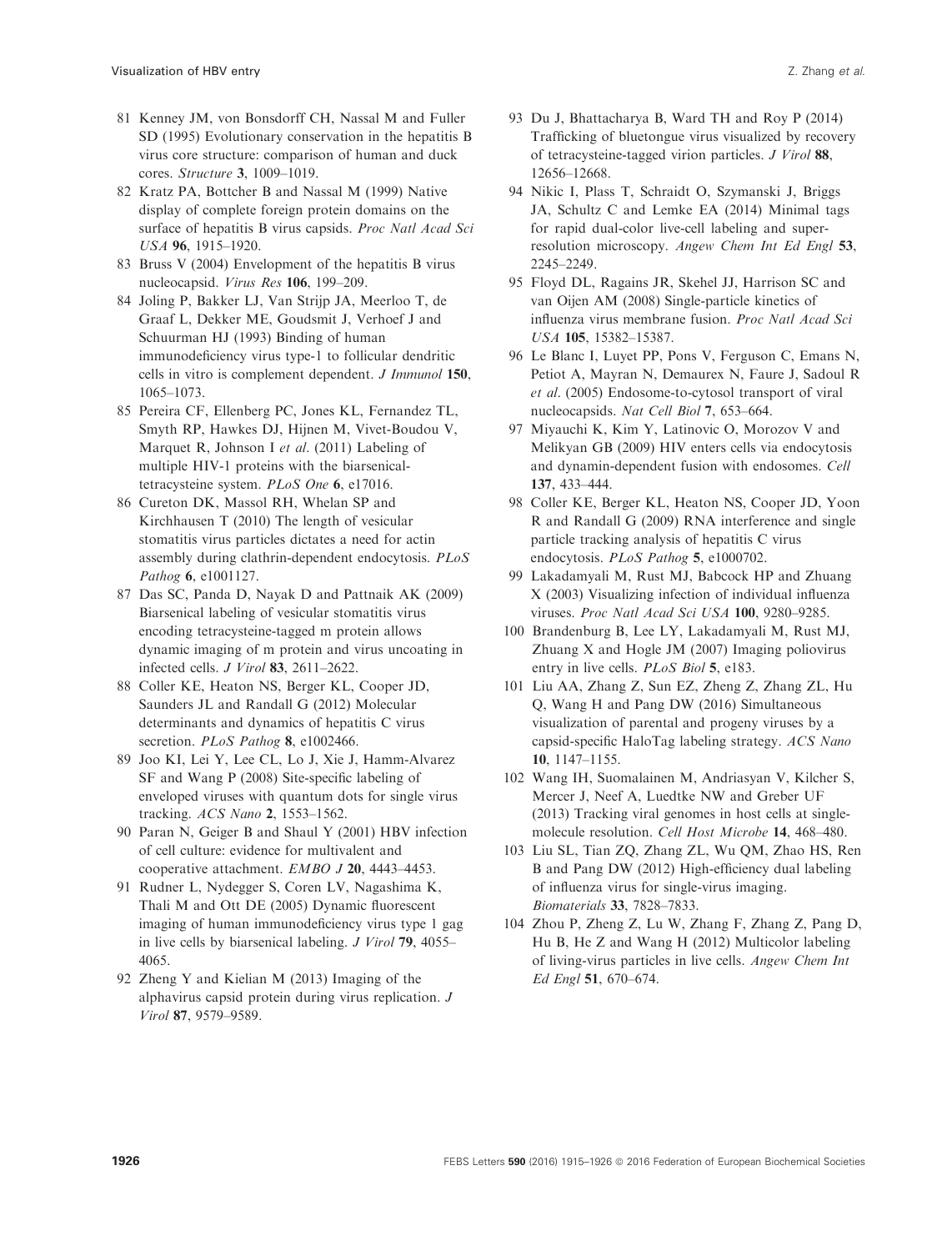81 Kenney JM, von Bonsdorff CH, Nassal M and Fuller SD (1995) Evolutionary conservation in the hepatitis B virus core structure: comparison of human and duck cores. *Structure* **3**, 1009–1019.

82 Kratz PA, Bottcher B and Nassal M (1999) Native display of complete foreign protein domains on the surface of hepatitis B virus capsids. *Proc Natl Acad Sci USA* **96**, 1915–1920.

83 Bruss V (2004) Envelopment of the hepatitis B virus nucleocapsid. *Virus Res* **106**, 199–209.

84 Joling P, Bakker LJ, Van Strijp JA, Meerloo T, de Graaf L, Dekker ME, Goudsmit J, Verhoef J and Schuurman HJ (1993) Binding of human immunodeficiency virus type-1 to follicular dendritic cells in vitro is complement dependent. *J Immunol* **150**, 1065–1073.

85 Pereira CF, Ellenberg PC, Jones KL, Fernandez TL, Smyth RP, Hawkes DJ, Hijnen M, Vivet-Boudou V, Marquet R, Johnson I *et al.* (2011) Labeling of multiple HIV-1 proteins with the biarsenical-tetracysteine system. *PLoS One* **6**, e17016.

86 Cureton DK, Massol RH, Whelan SP and Kirchhausen T (2010) The length of vesicular stomatitis virus particles dictates a need for actin assembly during clathrin-dependent endocytosis. *PLoS Pathog* **6**, e1001127.

87 Das SC, Panda D, Nayak D and Pattnaik AK (2009) Biarsenical labeling of vesicular stomatitis virus encoding tetracysteine-tagged m protein allows dynamic imaging of m protein and virus uncoating in infected cells. *J Virol* **83**, 2611–2622.

88 Coller KE, Heaton NS, Berger KL, Cooper JD, Saunders JL and Randall G (2012) Molecular determinants and dynamics of hepatitis C virus secretion. *PLoS Pathog* **8**, e1002466.

89 Joo KI, Lei Y, Lee CL, Lo J, Xie J, Hamm-Alvarez SF and Wang P (2008) Site-specific labeling of enveloped viruses with quantum dots for single virus tracking. *ACS Nano* **2**, 1553–1562.

90 Paran N, Geiger B and Shaul Y (2001) HBV infection of cell culture: evidence for multivalent and cooperative attachment. *EMBO J* **20**, 4443–4453.

91 Rudner L, Nydegger S, Coren LV, Nagashima K, Thali M and Ott DE (2005) Dynamic fluorescent imaging of human immunodeficiency virus type 1 gag in live cells by biarsenical labeling. *J Virol* **79**, 4055–4065.

92 Zheng Y and Kielian M (2013) Imaging of the alphavirus capsid protein during virus replication. *J Virol* **87**, 9579–9589.

93 Du J, Bhattacharya B, Ward TH and Roy P (2014) Trafficking of bluetongue virus visualized by recovery of tetracysteine-tagged virion particles. *J Virol* **88**, 12656–12668.

94 Nikic I, Plass T, Schraidt O, Szymanski J, Briggs JA, Schultz C and Lemke EA (2014) Minimal tags for rapid dual-color live-cell labeling and super-resolution microscopy. *Angew Chem Int Ed Engl* **53**, 2245–2249.

95 Floyd DL, Ragains JR, Skehel JJ, Harrison SC and van Oijen AM (2008) Single-particle kinetics of influenza virus membrane fusion. *Proc Natl Acad Sci USA* **105**, 15382–15387.

96 Le Blanc I, Luyet PP, Pons V, Ferguson C, Emans N, Petiot A, Mayran N, Demaurex N, Faure J, Sadoul R *et al.* (2005) Endosome-to-cytosol transport of viral nucleocapsids. *Nat Cell Biol* **7**, 653–664.

97 Miyauchi K, Kim Y, Latinovic O, Morozov V and Melikyan GB (2009) HIV enters cells via endocytosis and dynamin-dependent fusion with endosomes. *Cell* **137**, 433–444.

98 Coller KE, Berger KL, Heaton NS, Cooper JD, Yoon R and Randall G (2009) RNA interference and single particle tracking analysis of hepatitis C virus endocytosis. *PLoS Pathog* **5**, e1000702.

99 Lakadamyali M, Rust MJ, Babcock HP and Zhuang X (2003) Visualizing infection of individual influenza viruses. *Proc Natl Acad Sci USA* **100**, 9280–9285.

100 Brandenburg B, Lee LY, Lakadamyali M, Rust MJ, Zhuang X and Hogle JM (2007) Imaging poliovirus entry in live cells. *PLoS Biol* **5**, e183.

101 Liu AA, Zhang Z, Sun EZ, Zheng Z, Zhang ZL, Hu Q, Wang H and Pang DW (2016) Simultaneous visualization of parental and progeny viruses by a capsid-specific HaloTag labeling strategy. *ACS Nano* **10**, 1147–1155.

102 Wang IH, Suomalainen M, Andriasyan V, Kilcher S, Mercer J, Neef A, Luedtke NW and Greber UF (2013) Tracking viral genomes in host cells at single-molecule resolution. *Cell Host Microbe* **14**, 468–480.

103 Liu SL, Tian ZQ, Zhang ZL, Wu QM, Zhao HS, Ren B and Pang DW (2012) High-efficiency dual labeling of influenza virus for single-virus imaging. *Biomaterials* **33**, 7828–7833.

104 Zhou P, Zheng Z, Lu W, Zhang F, Zhang Z, Pang D, Hu B, He Z and Wang H (2012) Multicolor labeling of living-virus particles in live cells. *Angew Chem Int Ed Engl* **51**, 670–674.